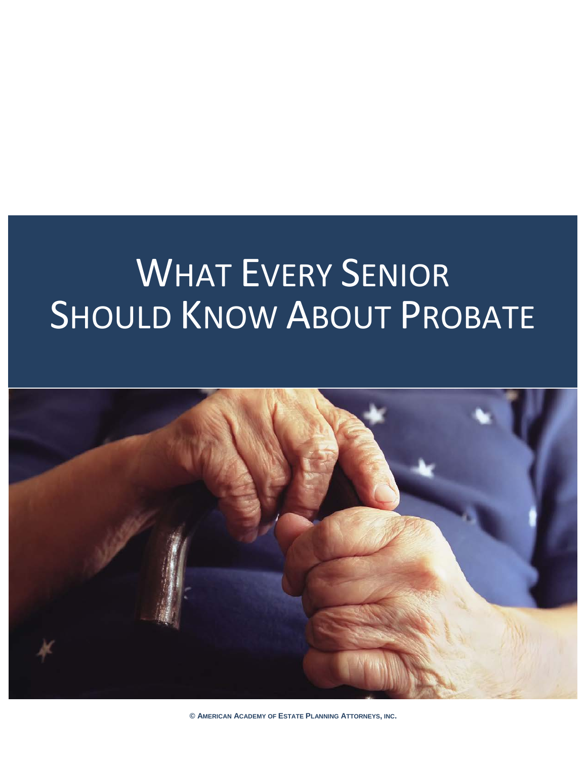# What Every Senior Should Know About Probate

© American Academy of Estate Planning Attorneys, Inc.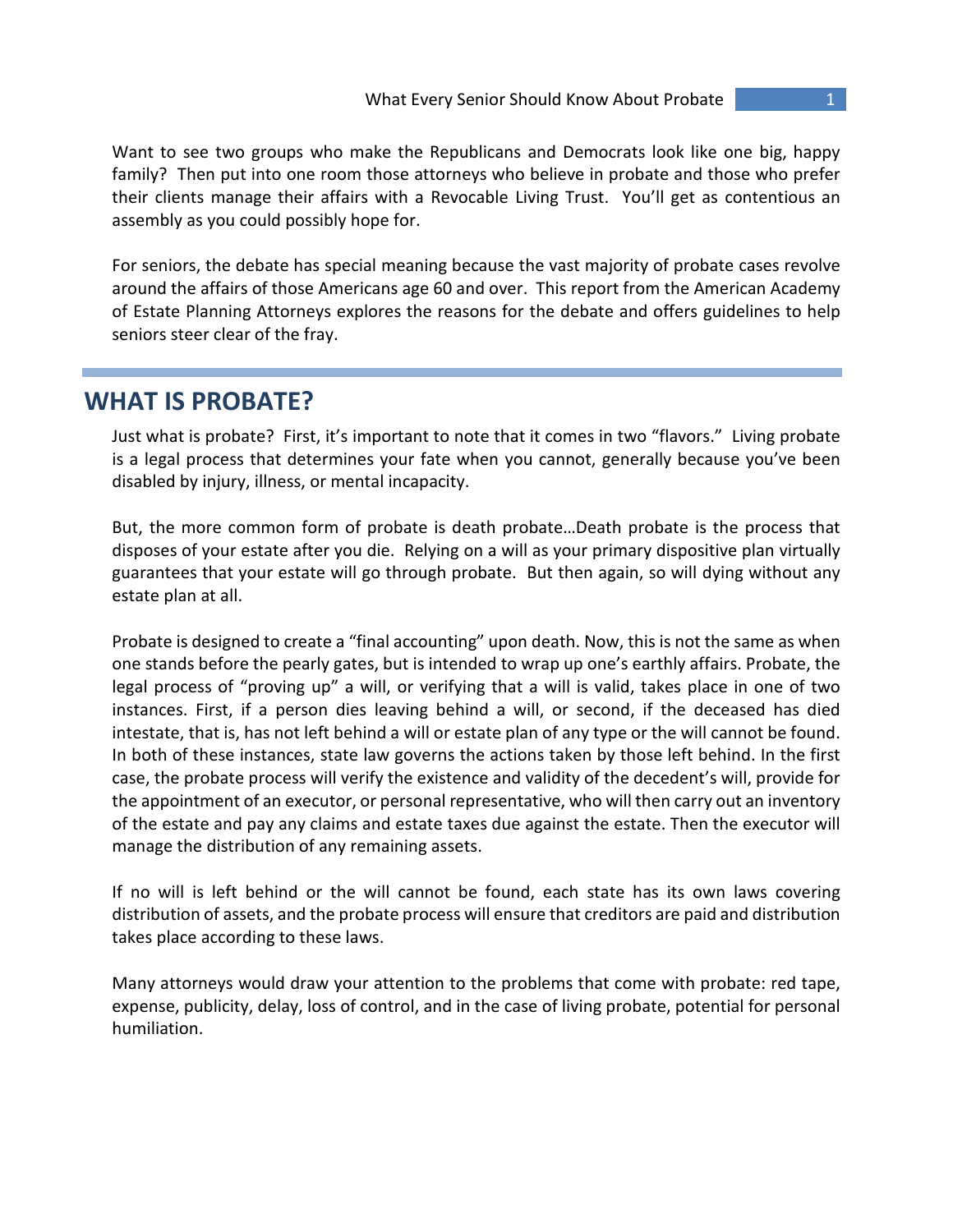Want to see two groups who make the Republicans and Democrats look like one big, happy family? Then put into one room those attorneys who believe in probate and those who prefer their clients manage their affairs with a Revocable Living Trust. You'll get as contentious an assembly as you could possibly hope for.

For seniors, the debate has special meaning because the vast majority of probate cases revolve around the affairs of those Americans age 60 and over. This report from the American Academy of Estate Planning Attorneys explores the reasons for the debate and offers guidelines to help seniors steer clear of the fray.

## WHAT IS PROBATE?

Just what is probate? First, it's important to note that it comes in two "flavors." Living probate is a legal process that determines your fate when you cannot, generally because you've been disabled by injury, illness, or mental incapacity.

But, the more common form of probate is death probate…Death probate is the process that disposes of your estate after you die. Relying on a will as your primary dispositive plan virtually guarantees that your estate will go through probate. But then again, so will dying without any estate plan at all.

Probate is designed to create a "final accounting" upon death. Now, this is not the same as when one stands before the pearly gates, but is intended to wrap up one's earthly affairs. Probate, the legal process of "proving up" a will, or verifying that a will is valid, takes place in one of two instances. First, if a person dies leaving behind a will, or second, if the deceased has died intestate, that is, has not left behind a will or estate plan of any type or the will cannot be found. In both of these instances, state law governs the actions taken by those left behind. In the first case, the probate process will verify the existence and validity of the decedent's will, provide for the appointment of an executor, or personal representative, who will then carry out an inventory of the estate and pay any claims and estate taxes due against the estate. Then the executor will manage the distribution of any remaining assets.

If no will is left behind or the will cannot be found, each state has its own laws covering distribution of assets, and the probate process will ensure that creditors are paid and distribution takes place according to these laws.

Many attorneys would draw your attention to the problems that come with probate: red tape, expense, publicity, delay, loss of control, and in the case of living probate, potential for personal humiliation.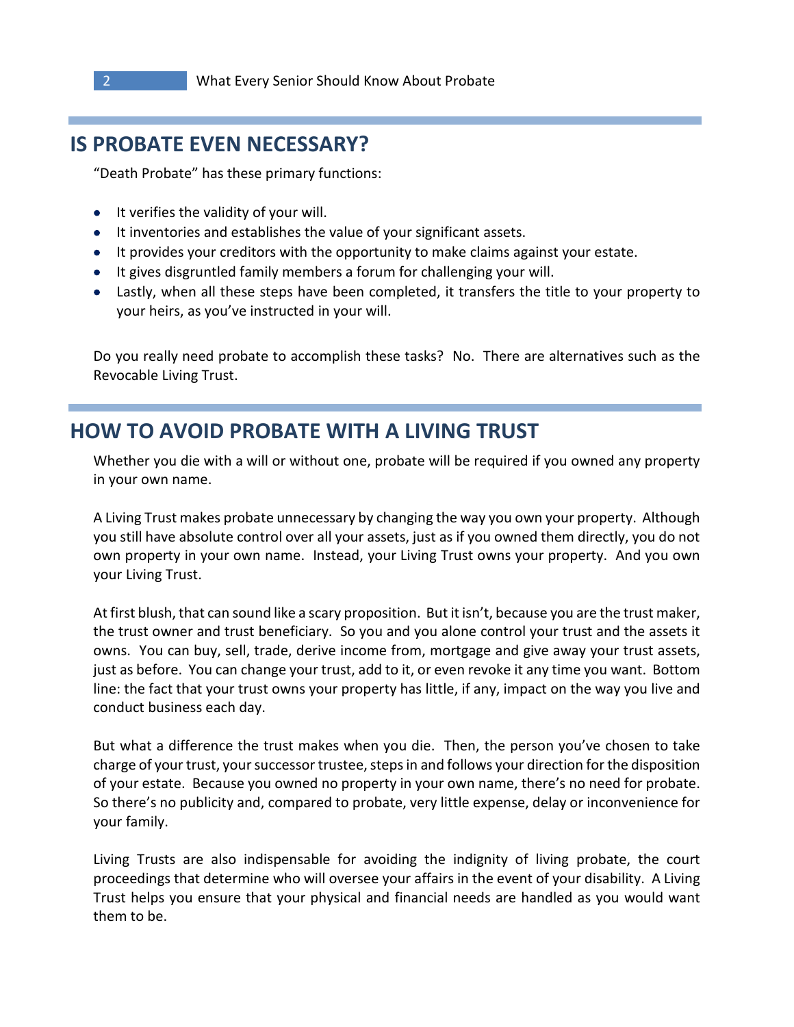## IS PROBATE EVEN NECESSARY?

"Death Probate" has these primary functions:

- It verifies the validity of your will.
- It inventories and establishes the value of your significant assets.
- It provides your creditors with the opportunity to make claims against your estate.
- It gives disgruntled family members a forum for challenging your will.
- Lastly, when all these steps have been completed, it transfers the title to your property to your heirs, as you've instructed in your will.

Do you really need probate to accomplish these tasks? No. There are alternatives such as the Revocable Living Trust.

## HOW TO AVOID PROBATE WITH A LIVING TRUST

Whether you die with a will or without one, probate will be required if you owned any property in your own name.

A Living Trust makes probate unnecessary by changing the way you own your property. Although you still have absolute control over all your assets, just as if you owned them directly, you do not own property in your own name. Instead, your Living Trust owns your property. And you own your Living Trust.

At first blush, that can sound like a scary proposition. But it isn't, because you are the trust maker, the trust owner and trust beneficiary. So you and you alone control your trust and the assets it owns. You can buy, sell, trade, derive income from, mortgage and give away your trust assets, just as before. You can change your trust, add to it, or even revoke it any time you want. Bottom line: the fact that your trust owns your property has little, if any, impact on the way you live and conduct business each day.

But what a difference the trust makes when you die. Then, the person you've chosen to take charge of your trust, your successor trustee, steps in and follows your direction for the disposition of your estate. Because you owned no property in your own name, there's no need for probate. So there's no publicity and, compared to probate, very little expense, delay or inconvenience for your family.

Living Trusts are also indispensable for avoiding the indignity of living probate, the court proceedings that determine who will oversee your affairs in the event of your disability. A Living Trust helps you ensure that your physical and financial needs are handled as you would want them to be.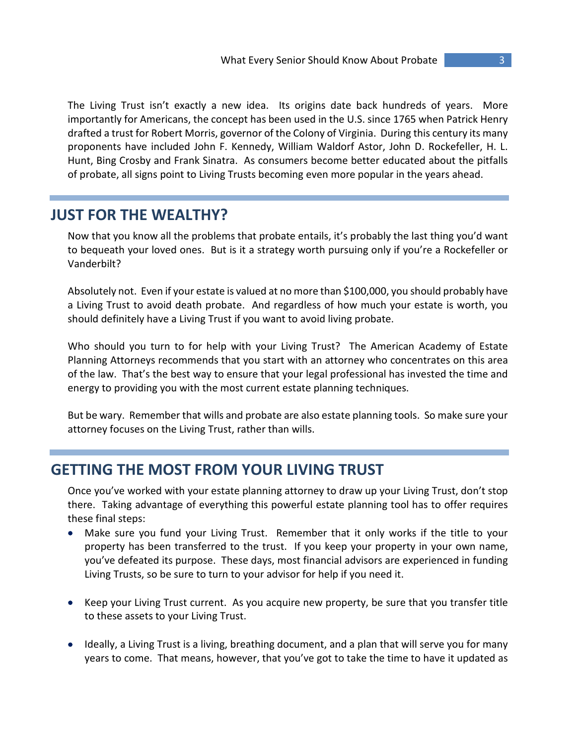The Living Trust isn't exactly a new idea. Its origins date back hundreds of years. More importantly for Americans, the concept has been used in the U.S. since 1765 when Patrick Henry drafted a trust for Robert Morris, governor of the Colony of Virginia. During this century its many proponents have included John F. Kennedy, William Waldorf Astor, John D. Rockefeller, H. L. Hunt, Bing Crosby and Frank Sinatra. As consumers become better educated about the pitfalls of probate, all signs point to Living Trusts becoming even more popular in the years ahead.

## JUST FOR THE WEALTHY?

Now that you know all the problems that probate entails, it's probably the last thing you'd want to bequeath your loved ones. But is it a strategy worth pursuing only if you're a Rockefeller or Vanderbilt?

Absolutely not. Even if your estate is valued at no more than $100,000, you should probably have a Living Trust to avoid death probate. And regardless of how much your estate is worth, you should definitely have a Living Trust if you want to avoid living probate.

Who should you turn to for help with your Living Trust? The American Academy of Estate Planning Attorneys recommends that you start with an attorney who concentrates on this area of the law. That's the best way to ensure that your legal professional has invested the time and energy to providing you with the most current estate planning techniques.

But be wary. Remember that wills and probate are also estate planning tools. So make sure your attorney focuses on the Living Trust, rather than wills.

## GETTING THE MOST FROM YOUR LIVING TRUST

Once you've worked with your estate planning attorney to draw up your Living Trust, don't stop there. Taking advantage of everything this powerful estate planning tool has to offer requires these final steps:

- Make sure you fund your Living Trust. Remember that it only works if the title to your property has been transferred to the trust. If you keep your property in your own name, you've defeated its purpose. These days, most financial advisors are experienced in funding Living Trusts, so be sure to turn to your advisor for help if you need it.

- Keep your Living Trust current. As you acquire new property, be sure that you transfer title to these assets to your Living Trust.

- Ideally, a Living Trust is a living, breathing document, and a plan that will serve you for many years to come. That means, however, that you've got to take the time to have it updated as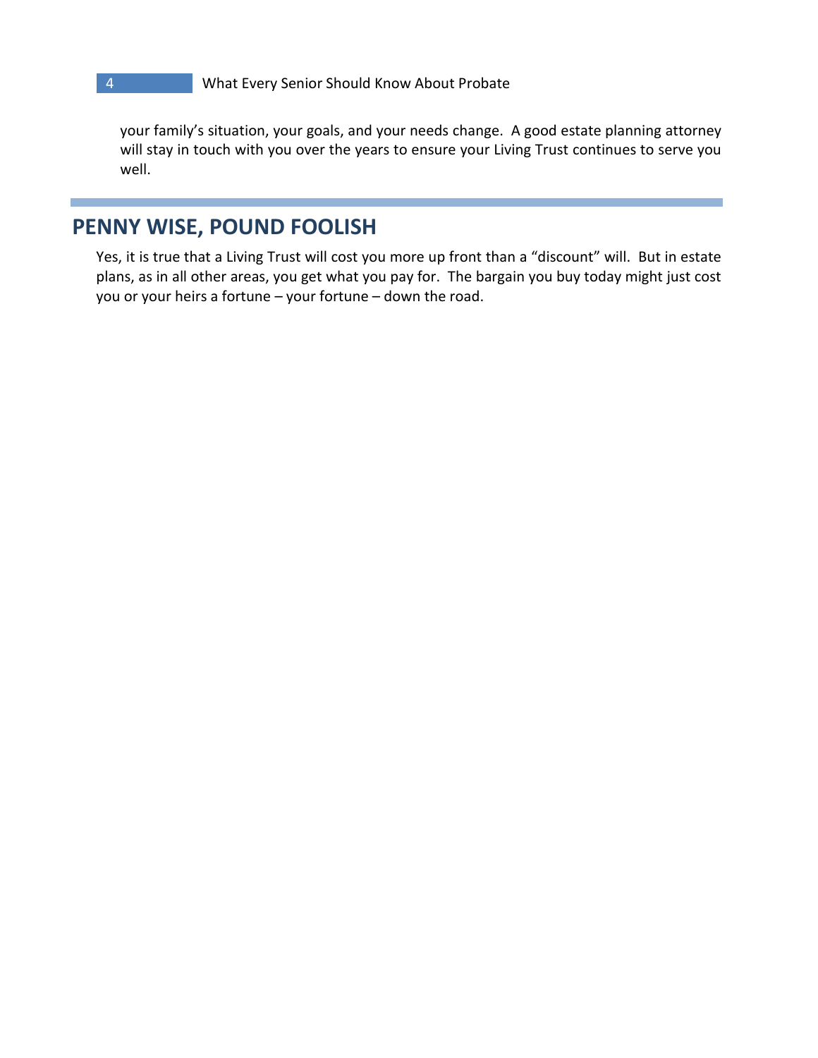your family's situation, your goals, and your needs change. A good estate planning attorney will stay in touch with you over the years to ensure your Living Trust continues to serve you well.

## PENNY WISE, POUND FOOLISH

Yes, it is true that a Living Trust will cost you more up front than a "discount" will. But in estate plans, as in all other areas, you get what you pay for. The bargain you buy today might just cost you or your heirs a fortune – your fortune – down the road.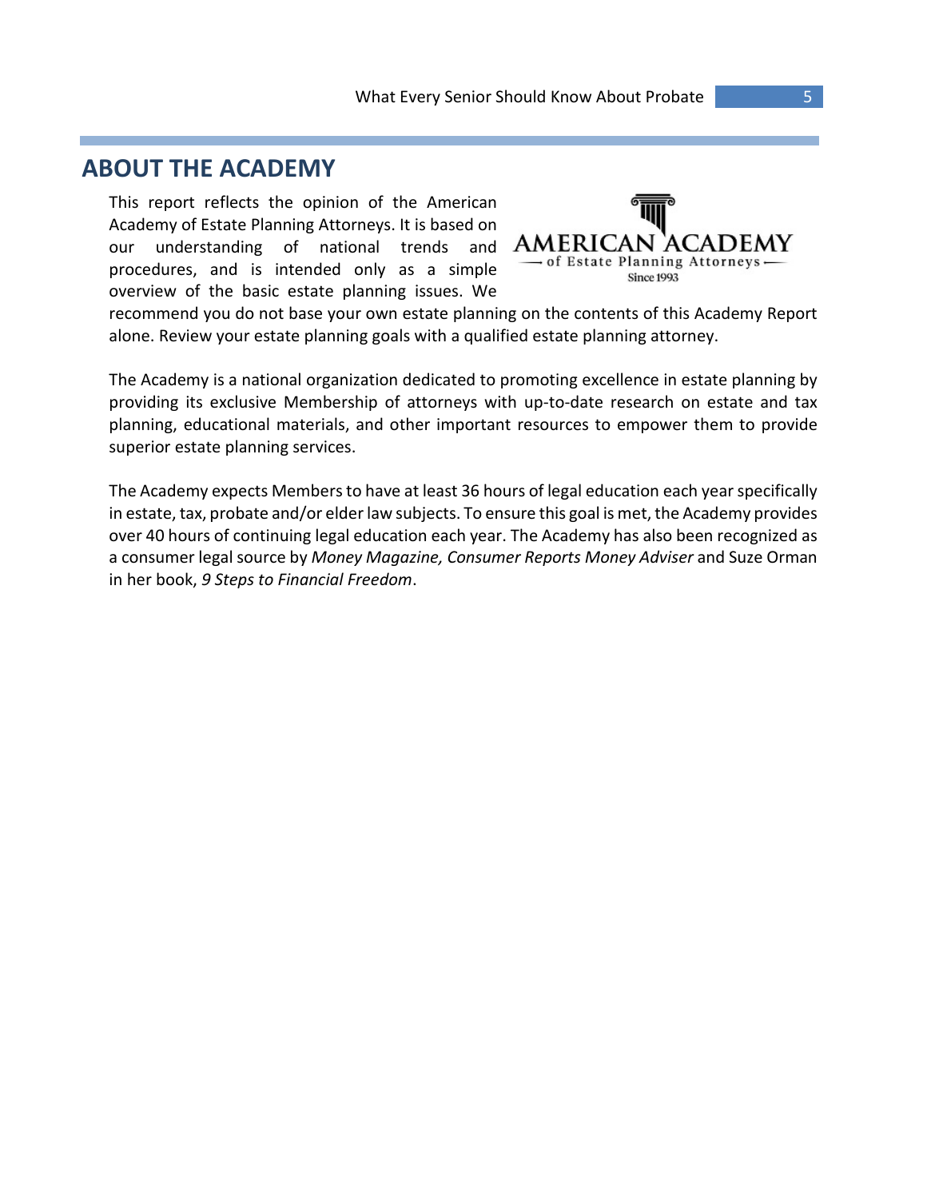## ABOUT THE ACADEMY

This report reflects the opinion of the American Academy of Estate Planning Attorneys. It is based on our understanding of national trends and procedures, and is intended only as a simple overview of the basic estate planning issues. We recommend you do not base your own estate planning on the contents of this Academy Report alone. Review your estate planning goals with a qualified estate planning attorney.

The Academy is a national organization dedicated to promoting excellence in estate planning by providing its exclusive Membership of attorneys with up-to-date research on estate and tax planning, educational materials, and other important resources to empower them to provide superior estate planning services.

The Academy expects Members to have at least 36 hours of legal education each year specifically in estate, tax, probate and/or elder law subjects. To ensure this goal is met, the Academy provides over 40 hours of continuing legal education each year. The Academy has also been recognized as a consumer legal source by *Money Magazine, Consumer Reports Money Adviser* and Suze Orman in her book, *9 Steps to Financial Freedom*.